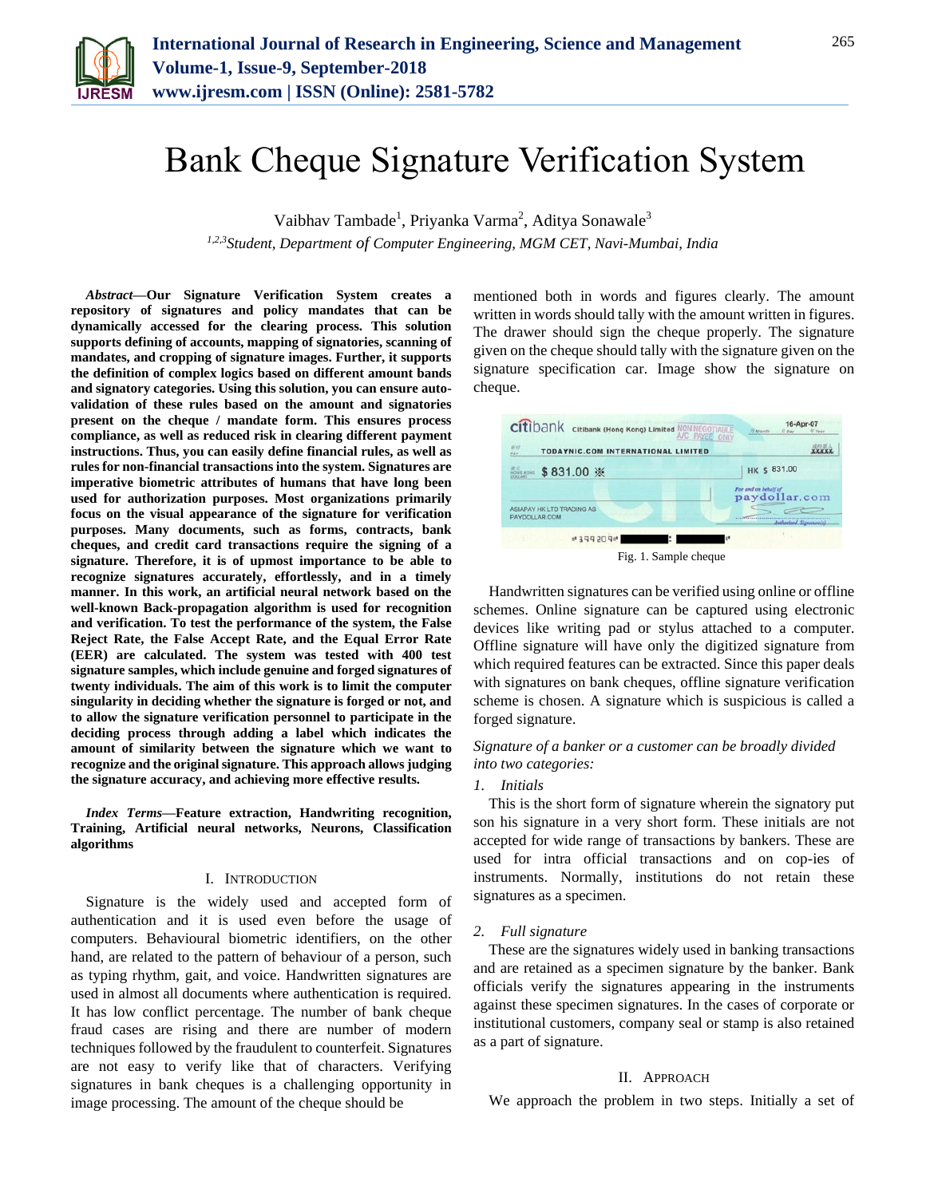# Bank Cheque Signature Verification System

Vaibhav Tambade[1], Priyanka Varma[2], Aditya Sonawale[3]

[1,2,3]*Student, Department of Computer Engineering, MGM CET, Navi-Mumbai, India*

***Abstract*—Our Signature Verification System creates a repository of signatures and policy mandates that can be dynamically accessed for the clearing process. This solution supports defining of accounts, mapping of signatories, scanning of mandates, and cropping of signature images. Further, it supports the definition of complex logics based on different amount bands and signatory categories. Using this solution, you can ensure auto-validation of these rules based on the amount and signatories present on the cheque / mandate form. This ensures process compliance, as well as reduced risk in clearing different payment instructions. Thus, you can easily define financial rules, as well as rules for non-financial transactions into the system. Signatures are imperative biometric attributes of humans that have long been used for authorization purposes. Most organizations primarily focus on the visual appearance of the signature for verification purposes. Many documents, such as forms, contracts, bank cheques, and credit card transactions require the signing of a signature. Therefore, it is of upmost importance to be able to recognize signatures accurately, effortlessly, and in a timely manner. In this work, an artificial neural network based on the well-known Back-propagation algorithm is used for recognition and verification. To test the performance of the system, the False Reject Rate, the False Accept Rate, and the Equal Error Rate (EER) are calculated. The system was tested with 400 test signature samples, which include genuine and forged signatures of twenty individuals. The aim of this work is to limit the computer singularity in deciding whether the signature is forged or not, and to allow the signature verification personnel to participate in the deciding process through adding a label which indicates the amount of similarity between the signature which we want to recognize and the original signature. This approach allows judging the signature accuracy, and achieving more effective results.**

***Index Terms*—Feature extraction, Handwriting recognition, Training, Artificial neural networks, Neurons, Classification algorithms**

## I. Introduction

Signature is the widely used and accepted form of authentication and it is used even before the usage of computers. Behavioural biometric identifiers, on the other hand, are related to the pattern of behaviour of a person, such as typing rhythm, gait, and voice. Handwritten signatures are used in almost all documents where authentication is required. It has low conflict percentage. The number of bank cheque fraud cases are rising and there are number of modern techniques followed by the fraudulent to counterfeit. Signatures are not easy to verify like that of characters. Verifying signatures in bank cheques is a challenging opportunity in image processing. The amount of the cheque should be mentioned both in words and figures clearly. The amount written in words should tally with the amount written in figures. The drawer should sign the cheque properly. The signature given on the cheque should tally with the signature given on the signature specification car. Image show the signature on cheque.

Fig. 1. Sample cheque

Handwritten signatures can be verified using online or offline schemes. Online signature can be captured using electronic devices like writing pad or stylus attached to a computer. Offline signature will have only the digitized signature from which required features can be extracted. Since this paper deals with signatures on bank cheques, offline signature verification scheme is chosen. A signature which is suspicious is called a forged signature.

*Signature of a banker or a customer can be broadly divided into two categories:*

*1. Initials*

This is the short form of signature wherein the signatory put son his signature in a very short form. These initials are not accepted for wide range of transactions by bankers. These are used for intra official transactions and on cop-ies of instruments. Normally, institutions do not retain these signatures as a specimen.

*2. Full signature*

These are the signatures widely used in banking transactions and are retained as a specimen signature by the banker. Bank officials verify the signatures appearing in the instruments against these specimen signatures. In the cases of corporate or institutional customers, company seal or stamp is also retained as a part of signature.

## II. Approach

We approach the problem in two steps. Initially a set of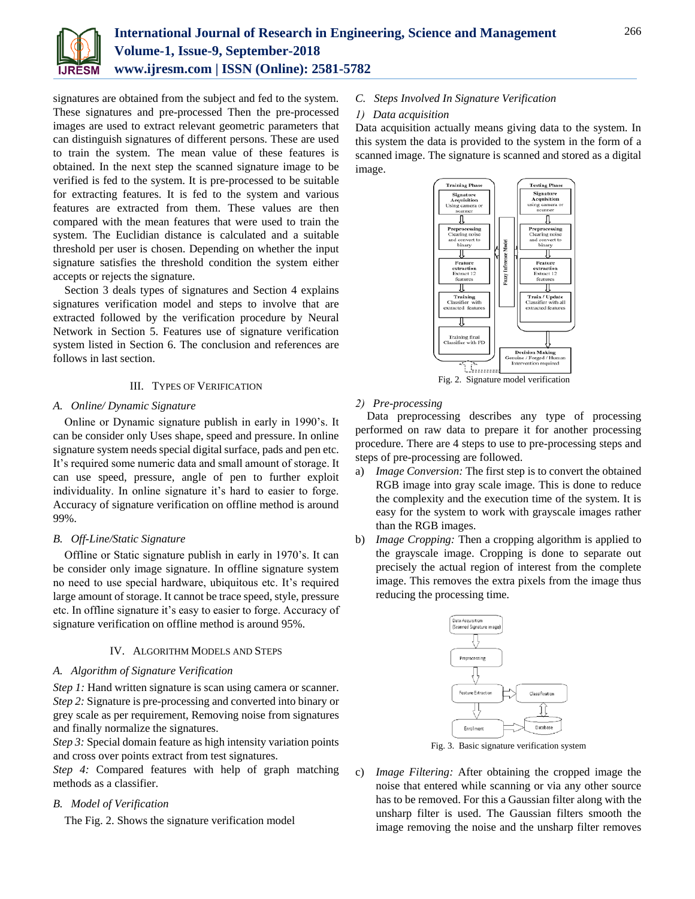signatures are obtained from the subject and fed to the system. These signatures and pre-processed Then the pre-processed images are used to extract relevant geometric parameters that can distinguish signatures of different persons. These are used to train the system. The mean value of these features is obtained. In the next step the scanned signature image to be verified is fed to the system. It is pre-processed to be suitable for extracting features. It is fed to the system and various features are extracted from them. These values are then compared with the mean features that were used to train the system. The Euclidian distance is calculated and a suitable threshold per user is chosen. Depending on whether the input signature satisfies the threshold condition the system either accepts or rejects the signature.

Section 3 deals types of signatures and Section 4 explains signatures verification model and steps to involve that are extracted followed by the verification procedure by Neural Network in Section 5. Features use of signature verification system listed in Section 6. The conclusion and references are follows in last section.

## III. Types of Verification

### A. Online/ Dynamic Signature

Online or Dynamic signature publish in early in 1990's. It can be consider only Uses shape, speed and pressure. In online signature system needs special digital surface, pads and pen etc. It's required some numeric data and small amount of storage. It can use speed, pressure, angle of pen to further exploit individuality. In online signature it's hard to easier to forge. Accuracy of signature verification on offline method is around 99%.

### B. Off-Line/Static Signature

Offline or Static signature publish in early in 1970's. It can be consider only image signature. In offline signature system no need to use special hardware, ubiquitous etc. It's required large amount of storage. It cannot be trace speed, style, pressure etc. In offline signature it's easy to easier to forge. Accuracy of signature verification on offline method is around 95%.

## IV. Algorithm Models and Steps

### A. Algorithm of Signature Verification

*Step 1:* Hand written signature is scan using camera or scanner.
*Step 2:* Signature is pre-processing and converted into binary or grey scale as per requirement, Removing noise from signatures and finally normalize the signatures.
*Step 3:* Special domain feature as high intensity variation points and cross over points extract from test signatures.
*Step 4:* Compared features with help of graph matching methods as a classifier.

### B. Model of Verification

The Fig. 2. Shows the signature verification model

### C. Steps Involved In Signature Verification

#### 1) Data acquisition

Data acquisition actually means giving data to the system. In this system the data is provided to the system in the form of a scanned image. The signature is scanned and stored as a digital image.

Fig. 2. Signature model verification

#### 2) Pre-processing

Data preprocessing describes any type of processing performed on raw data to prepare it for another processing procedure. There are 4 steps to use to pre-processing steps and steps of pre-processing are followed.

a) *Image Conversion:* The first step is to convert the obtained RGB image into gray scale image. This is done to reduce the complexity and the execution time of the system. It is easy for the system to work with grayscale images rather than the RGB images.
b) *Image Cropping:* Then a cropping algorithm is applied to the grayscale image. Cropping is done to separate out precisely the actual region of interest from the complete image. This removes the extra pixels from the image thus reducing the processing time.

Fig. 3. Basic signature verification system

c) *Image Filtering:* After obtaining the cropped image the noise that entered while scanning or via any other source has to be removed. For this a Gaussian filter along with the unsharp filter is used. The Gaussian filters smooth the image removing the noise and the unsharp filter removes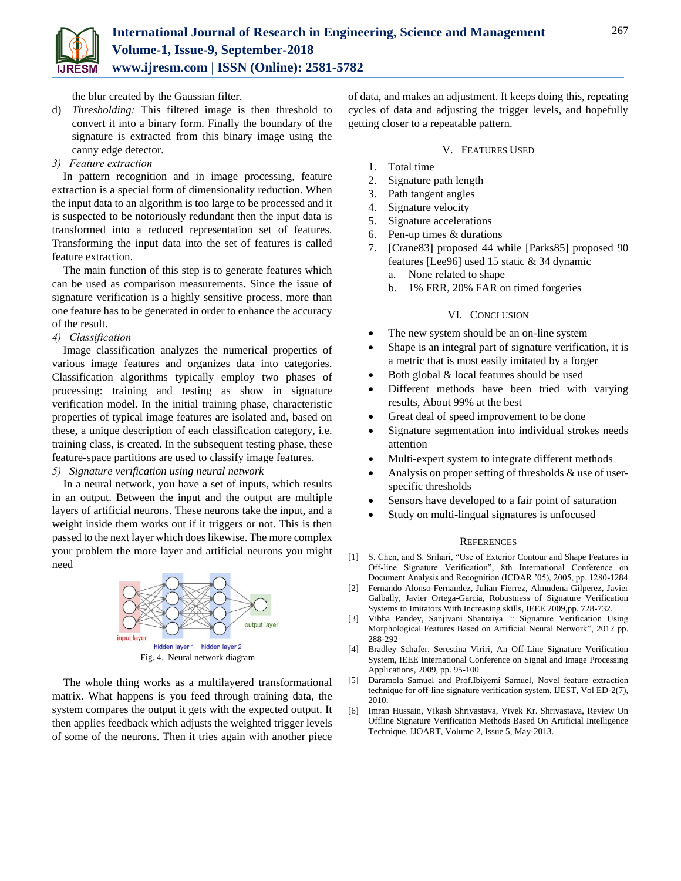the blur created by the Gaussian filter.

d) *Thresholding:* This filtered image is then threshold to convert it into a binary form. Finally the boundary of the signature is extracted from this binary image using the canny edge detector.

*3) Feature extraction*

In pattern recognition and in image processing, feature extraction is a special form of dimensionality reduction. When the input data to an algorithm is too large to be processed and it is suspected to be notoriously redundant then the input data is transformed into a reduced representation set of features. Transforming the input data into the set of features is called feature extraction.

The main function of this step is to generate features which can be used as comparison measurements. Since the issue of signature verification is a highly sensitive process, more than one feature has to be generated in order to enhance the accuracy of the result.

*4) Classification*

Image classification analyzes the numerical properties of various image features and organizes data into categories. Classification algorithms typically employ two phases of processing: training and testing as show in signature verification model. In the initial training phase, characteristic properties of typical image features are isolated and, based on these, a unique description of each classification category, i.e. training class, is created. In the subsequent testing phase, these feature-space partitions are used to classify image features.

*5) Signature verification using neural network*

In a neural network, you have a set of inputs, which results in an output. Between the input and the output are multiple layers of artificial neurons. These neurons take the input, and a weight inside them works out if it triggers or not. This is then passed to the next layer which does likewise. The more complex your problem the more layer and artificial neurons you might need

input layer
hidden layer 1
hidden layer 2
output layer

Fig. 4. Neural network diagram

The whole thing works as a multilayered transformational matrix. What happens is you feed through training data, the system compares the output it gets with the expected output. It then applies feedback which adjusts the weighted trigger levels of some of the neurons. Then it tries again with another piece of data, and makes an adjustment. It keeps doing this, repeating cycles of data and adjusting the trigger levels, and hopefully getting closer to a repeatable pattern.

## V. Features Used

1. Total time
2. Signature path length
3. Path tangent angles
4. Signature velocity
5. Signature accelerations
6. Pen-up times & durations
7. [Crane83] proposed 44 while [Parks85] proposed 90 features [Lee96] used 15 static & 34 dynamic
   a. None related to shape
   b. 1% FRR, 20% FAR on timed forgeries

## VI. Conclusion

- The new system should be an on-line system
- Shape is an integral part of signature verification, it is a metric that is most easily imitated by a forger
- Both global & local features should be used
- Different methods have been tried with varying results, About 99% at the best
- Great deal of speed improvement to be done
- Signature segmentation into individual strokes needs attention
- Multi-expert system to integrate different methods
- Analysis on proper setting of thresholds & use of user-specific thresholds
- Sensors have developed to a fair point of saturation
- Study on multi-lingual signatures is unfocused

## References

[1] S. Chen, and S. Srihari, "Use of Exterior Contour and Shape Features in Off-line Signature Verification", 8th International Conference on Document Analysis and Recognition (ICDAR '05), 2005, pp. 1280-1284

[2] Fernando Alonso-Fernandez, Julian Fierrez, Almudena Gilperez, Javier Galbally, Javier Ortega-Garcia, Robustness of Signature Verification Systems to Imitators With Increasing skills, IEEE 2009,pp. 728-732.

[3] Vibha Pandey, Sanjivani Shantaiya. " Signature Verification Using Morphological Features Based on Artificial Neural Network", 2012 pp. 288-292

[4] Bradley Schafer, Serestina Viriri, An Off-Line Signature Verification System, IEEE International Conference on Signal and Image Processing Applications, 2009, pp. 95-100

[5] Daramola Samuel and Prof.Ibiyemi Samuel, Novel feature extraction technique for off-line signature verification system, IJEST, Vol ED-2(7), 2010.

[6] Imran Hussain, Vikash Shrivastava, Vivek Kr. Shrivastava, Review On Offline Signature Verification Methods Based On Artificial Intelligence Technique, IJOART, Volume 2, Issue 5, May-2013.